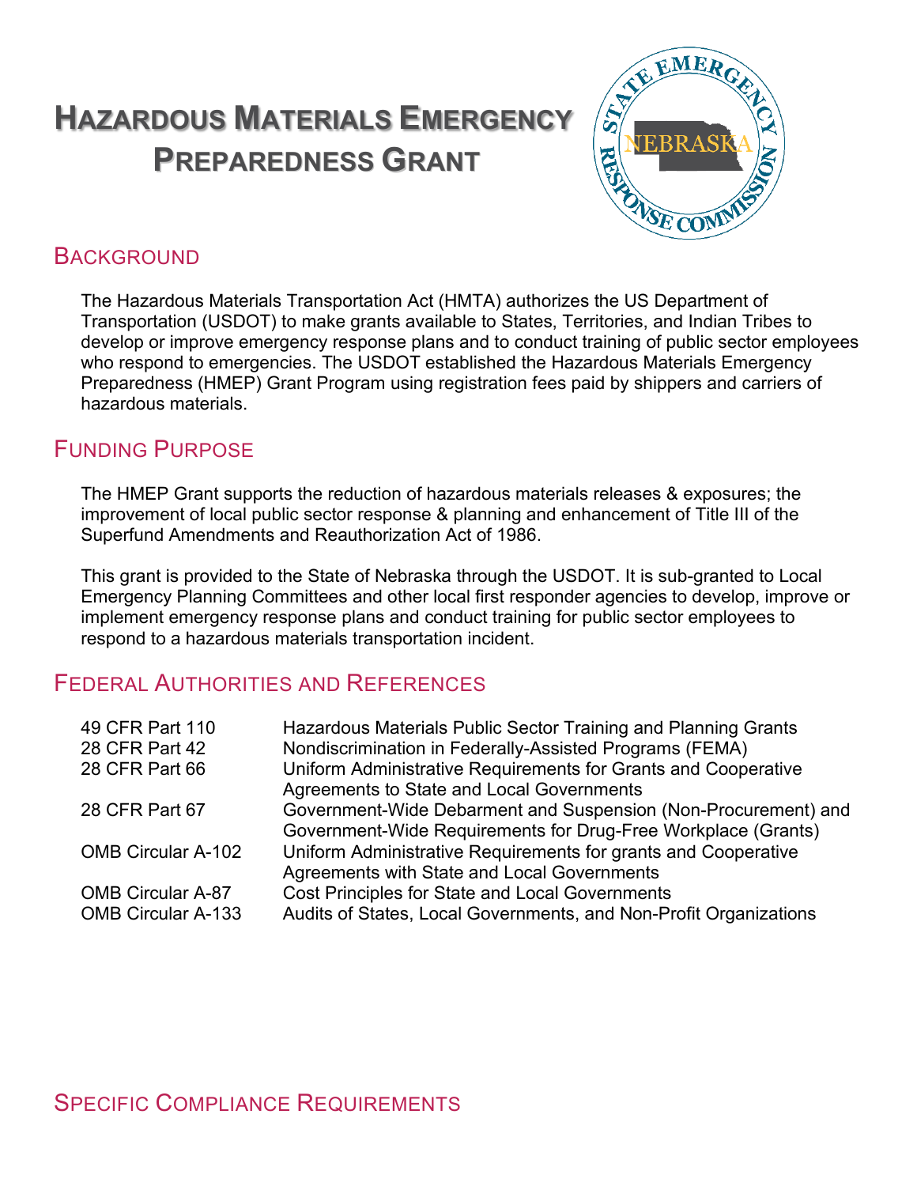# Hazardous Materials Emergency Preparedness Grant

## Background

The Hazardous Materials Transportation Act (HMTA) authorizes the US Department of Transportation (USDOT) to make grants available to States, Territories, and Indian Tribes to develop or improve emergency response plans and to conduct training of public sector employees who respond to emergencies. The USDOT established the Hazardous Materials Emergency Preparedness (HMEP) Grant Program using registration fees paid by shippers and carriers of hazardous materials.

## Funding Purpose

The HMEP Grant supports the reduction of hazardous materials releases & exposures; the improvement of local public sector response & planning and enhancement of Title III of the Superfund Amendments and Reauthorization Act of 1986.

This grant is provided to the State of Nebraska through the USDOT. It is sub-granted to Local Emergency Planning Committees and other local first responder agencies to develop, improve or implement emergency response plans and conduct training for public sector employees to respond to a hazardous materials transportation incident.

## Federal Authorities and References

| | |
|---|---|
| 49 CFR Part 110 | Hazardous Materials Public Sector Training and Planning Grants |
| 28 CFR Part 42 | Nondiscrimination in Federally-Assisted Programs (FEMA) |
| 28 CFR Part 66 | Uniform Administrative Requirements for Grants and Cooperative Agreements to State and Local Governments |
| 28 CFR Part 67 | Government-Wide Debarment and Suspension (Non-Procurement) and Government-Wide Requirements for Drug-Free Workplace (Grants) |
| OMB Circular A-102 | Uniform Administrative Requirements for grants and Cooperative Agreements with State and Local Governments |
| OMB Circular A-87 | Cost Principles for State and Local Governments |
| OMB Circular A-133 | Audits of States, Local Governments, and Non-Profit Organizations |

## Specific Compliance Requirements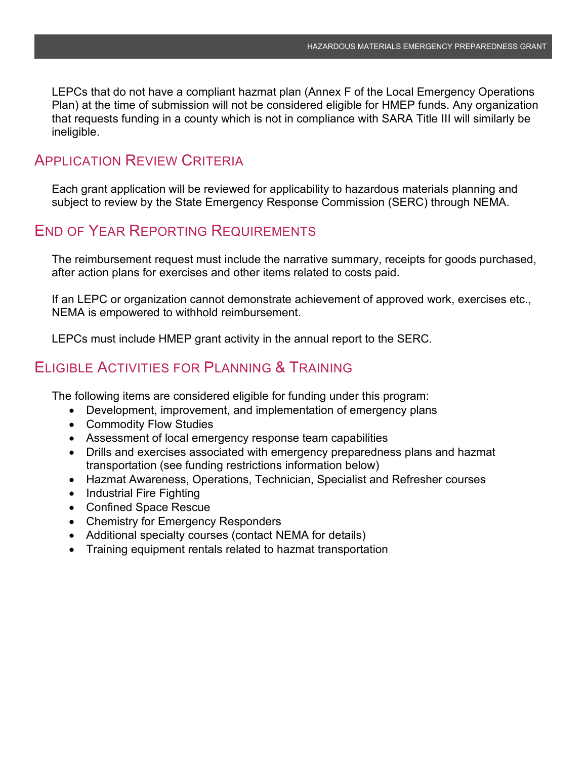LEPCs that do not have a compliant hazmat plan (Annex F of the Local Emergency Operations Plan) at the time of submission will not be considered eligible for HMEP funds. Any organization that requests funding in a county which is not in compliance with SARA Title III will similarly be ineligible.

## Application Review Criteria

Each grant application will be reviewed for applicability to hazardous materials planning and subject to review by the State Emergency Response Commission (SERC) through NEMA.

## End of Year Reporting Requirements

The reimbursement request must include the narrative summary, receipts for goods purchased, after action plans for exercises and other items related to costs paid.

If an LEPC or organization cannot demonstrate achievement of approved work, exercises etc., NEMA is empowered to withhold reimbursement.

LEPCs must include HMEP grant activity in the annual report to the SERC.

## Eligible Activities for Planning & Training

The following items are considered eligible for funding under this program:

- Development, improvement, and implementation of emergency plans
- Commodity Flow Studies
- Assessment of local emergency response team capabilities
- Drills and exercises associated with emergency preparedness plans and hazmat transportation (see funding restrictions information below)
- Hazmat Awareness, Operations, Technician, Specialist and Refresher courses
- Industrial Fire Fighting
- Confined Space Rescue
- Chemistry for Emergency Responders
- Additional specialty courses (contact NEMA for details)
- Training equipment rentals related to hazmat transportation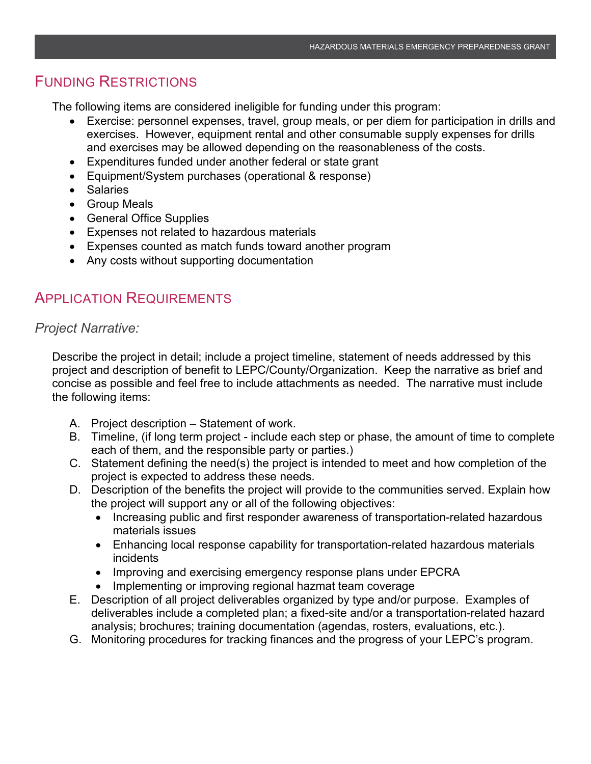## Funding Restrictions

The following items are considered ineligible for funding under this program:

- Exercise: personnel expenses, travel, group meals, or per diem for participation in drills and exercises. However, equipment rental and other consumable supply expenses for drills and exercises may be allowed depending on the reasonableness of the costs.
- Expenditures funded under another federal or state grant
- Equipment/System purchases (operational & response)
- Salaries
- Group Meals
- General Office Supplies
- Expenses not related to hazardous materials
- Expenses counted as match funds toward another program
- Any costs without supporting documentation

## Application Requirements

### *Project Narrative:*

Describe the project in detail; include a project timeline, statement of needs addressed by this project and description of benefit to LEPC/County/Organization. Keep the narrative as brief and concise as possible and feel free to include attachments as needed. The narrative must include the following items:

A. Project description – Statement of work.
B. Timeline, (if long term project - include each step or phase, the amount of time to complete each of them, and the responsible party or parties.)
C. Statement defining the need(s) the project is intended to meet and how completion of the project is expected to address these needs.
D. Description of the benefits the project will provide to the communities served. Explain how the project will support any or all of the following objectives:
   - Increasing public and first responder awareness of transportation-related hazardous materials issues
   - Enhancing local response capability for transportation-related hazardous materials incidents
   - Improving and exercising emergency response plans under EPCRA
   - Implementing or improving regional hazmat team coverage
E. Description of all project deliverables organized by type and/or purpose. Examples of deliverables include a completed plan; a fixed-site and/or a transportation-related hazard analysis; brochures; training documentation (agendas, rosters, evaluations, etc.).
G. Monitoring procedures for tracking finances and the progress of your LEPC's program.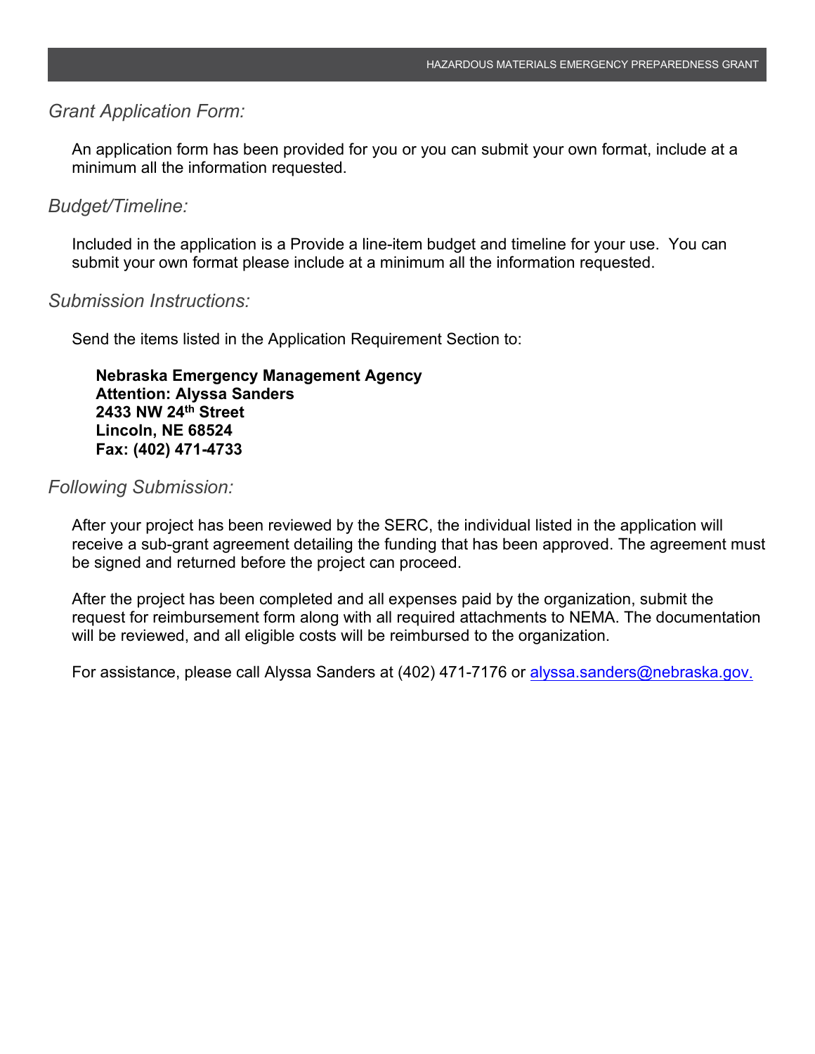## *Grant Application Form:*

An application form has been provided for you or you can submit your own format, include at a minimum all the information requested.

## *Budget/Timeline:*

Included in the application is a Provide a line-item budget and timeline for your use. You can submit your own format please include at a minimum all the information requested.

## *Submission Instructions:*

Send the items listed in the Application Requirement Section to:

**Nebraska Emergency Management Agency**
**Attention: Alyssa Sanders**
**2433 NW 24th Street**
**Lincoln, NE 68524**
**Fax: (402) 471-4733**

## *Following Submission:*

After your project has been reviewed by the SERC, the individual listed in the application will receive a sub-grant agreement detailing the funding that has been approved. The agreement must be signed and returned before the project can proceed.

After the project has been completed and all expenses paid by the organization, submit the request for reimbursement form along with all required attachments to NEMA. The documentation will be reviewed, and all eligible costs will be reimbursed to the organization.

For assistance, please call Alyssa Sanders at (402) 471-7176 or alyssa.sanders@nebraska.gov.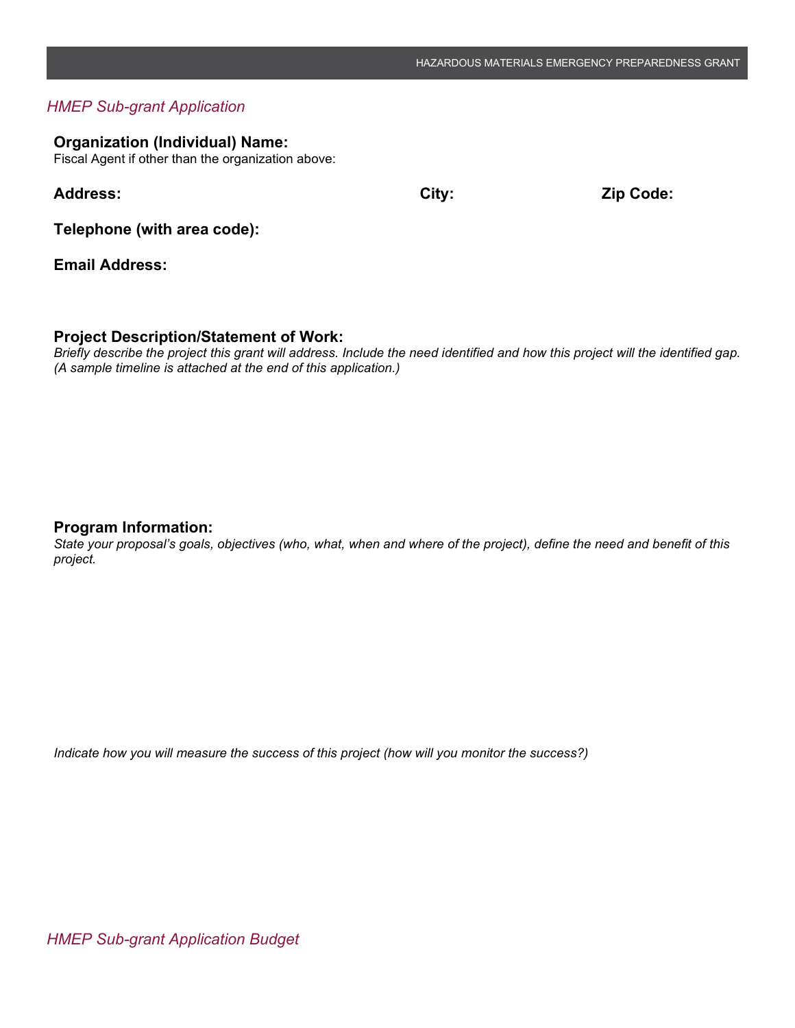## *HMEP Sub-grant Application*

**Organization (Individual) Name:**

Fiscal Agent if other than the organization above:

**Address:** **City:** **Zip Code:**

**Telephone (with area code):**

**Email Address:**

### Project Description/Statement of Work:

*Briefly describe the project this grant will address. Include the need identified and how this project will the identified gap. (A sample timeline is attached at the end of this application.)*

### Program Information:

*State your proposal's goals, objectives (who, what, when and where of the project), define the need and benefit of this project.*

*Indicate how you will measure the success of this project (how will you monitor the success?)*

## *HMEP Sub-grant Application Budget*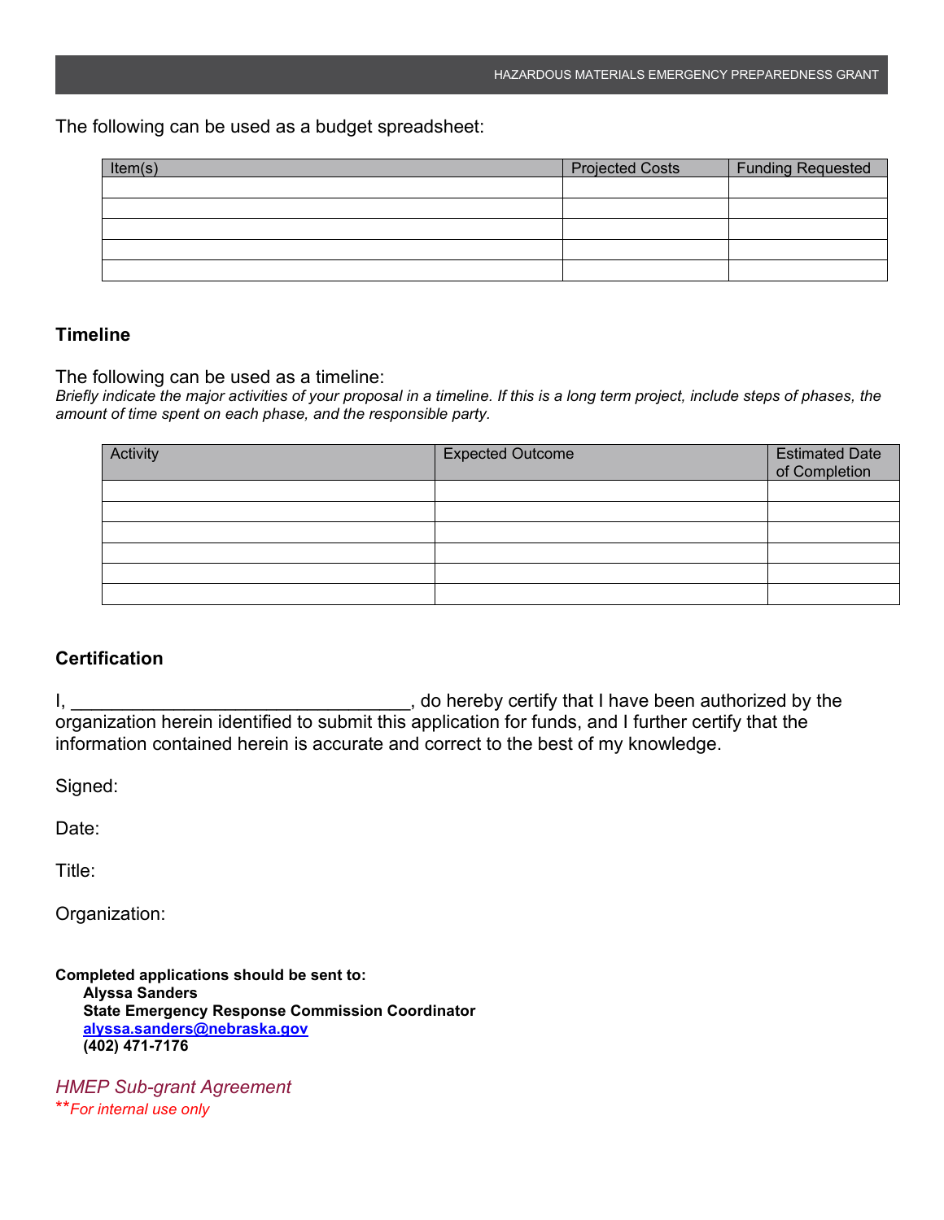The following can be used as a budget spreadsheet:

| Item(s) | Projected Costs | Funding Requested |
|---|---|---|
| | | |
| | | |
| | | |
| | | |
| | | |

## Timeline

The following can be used as a timeline:
*Briefly indicate the major activities of your proposal in a timeline. If this is a long term project, include steps of phases, the amount of time spent on each phase, and the responsible party.*

| Activity | Expected Outcome | Estimated Date of Completion |
|---|---|---|
| | | |
| | | |
| | | |
| | | |
| | | |
| | | |

## Certification

I, _________________________________, do hereby certify that I have been authorized by the organization herein identified to submit this application for funds, and I further certify that the information contained herein is accurate and correct to the best of my knowledge.

Signed:

Date:

Title:

Organization:

**Completed applications should be sent to:**
**Alyssa Sanders**
**State Emergency Response Commission Coordinator**
**alyssa.sanders@nebraska.gov**
**(402) 471-7176**

*HMEP Sub-grant Agreement*
***For internal use only*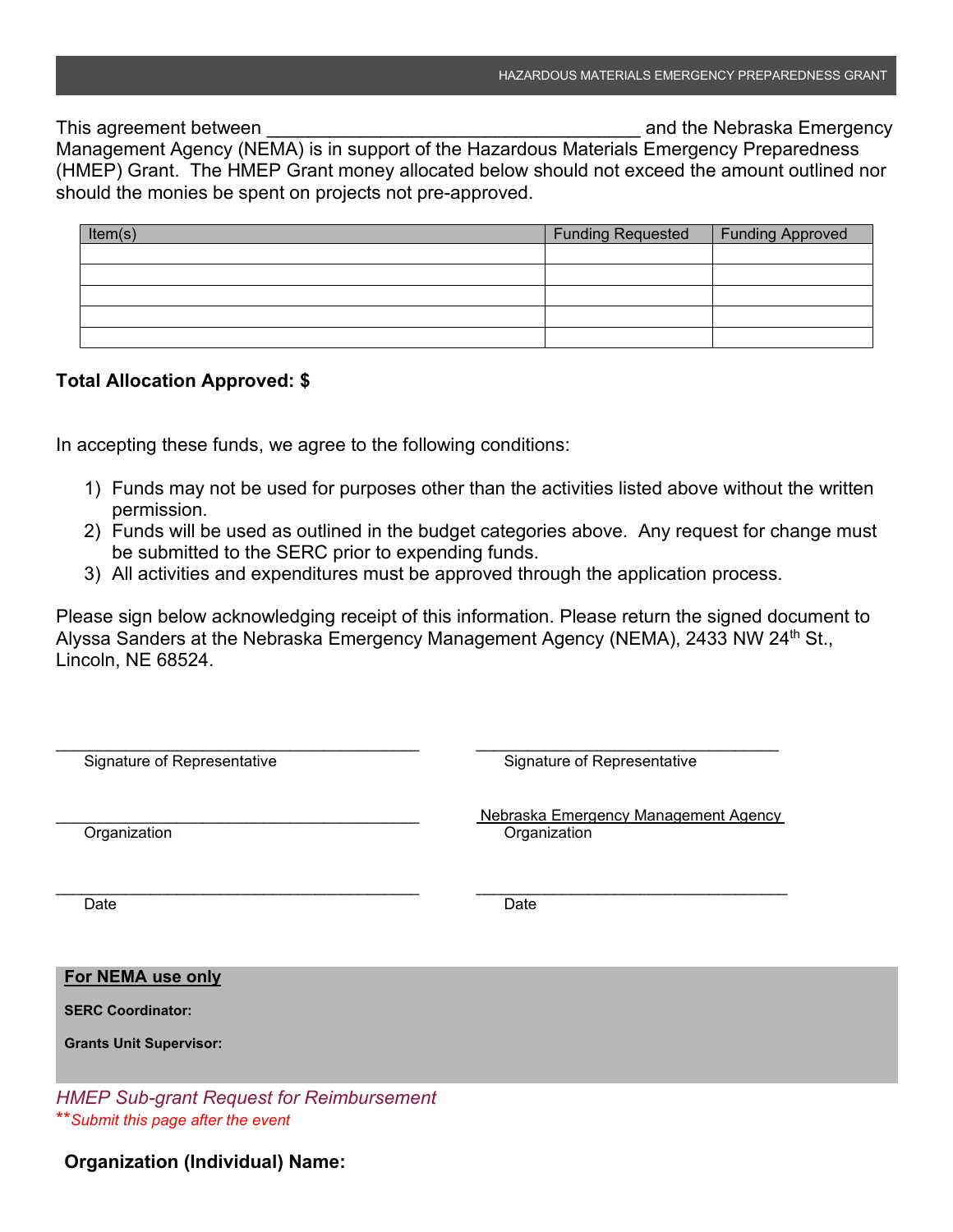This agreement between ___________________________________ and the Nebraska Emergency Management Agency (NEMA) is in support of the Hazardous Materials Emergency Preparedness (HMEP) Grant. The HMEP Grant money allocated below should not exceed the amount outlined nor should the monies be spent on projects not pre-approved.

| Item(s) | Funding Requested | Funding Approved |
|---|---|---|
| | | |
| | | |
| | | |
| | | |
| | | |

**Total Allocation Approved: $**

In accepting these funds, we agree to the following conditions:

1) Funds may not be used for purposes other than the activities listed above without the written permission.
2) Funds will be used as outlined in the budget categories above. Any request for change must be submitted to the SERC prior to expending funds.
3) All activities and expenditures must be approved through the application process.

Please sign below acknowledging receipt of this information. Please return the signed document to Alyssa Sanders at the Nebraska Emergency Management Agency (NEMA), 2433 NW 24th St., Lincoln, NE 68524.

_________________________________________
Signature of Representative

_________________________________________
Organization

_________________________________________
Date

_________________________________________
Signature of Representative

Nebraska Emergency Management Agency
Organization

_________________________________________
Date

**For NEMA use only**

**SERC Coordinator:**

**Grants Unit Supervisor:**

*HMEP Sub-grant Request for Reimbursement*

***Submit this page after the event*

**Organization (Individual) Name:**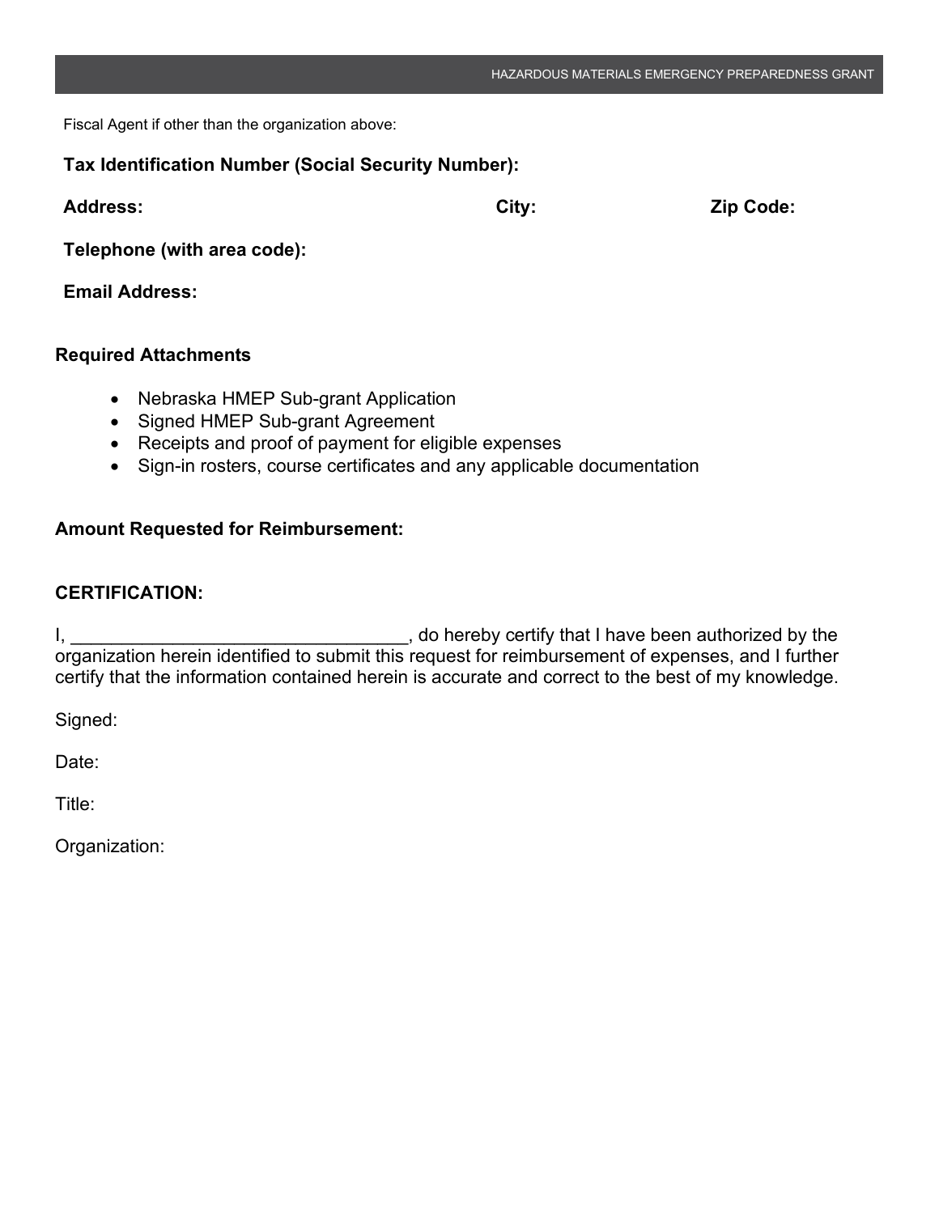Fiscal Agent if other than the organization above:

**Tax Identification Number (Social Security Number):**

**Address:** **City:** **Zip Code:**

**Telephone (with area code):**

**Email Address:**

**Required Attachments**

- Nebraska HMEP Sub-grant Application
- Signed HMEP Sub-grant Agreement
- Receipts and proof of payment for eligible expenses
- Sign-in rosters, course certificates and any applicable documentation

**Amount Requested for Reimbursement:**

**CERTIFICATION:**

I, _________________________________, do hereby certify that I have been authorized by the organization herein identified to submit this request for reimbursement of expenses, and I further certify that the information contained herein is accurate and correct to the best of my knowledge.

Signed:

Date:

Title:

Organization: